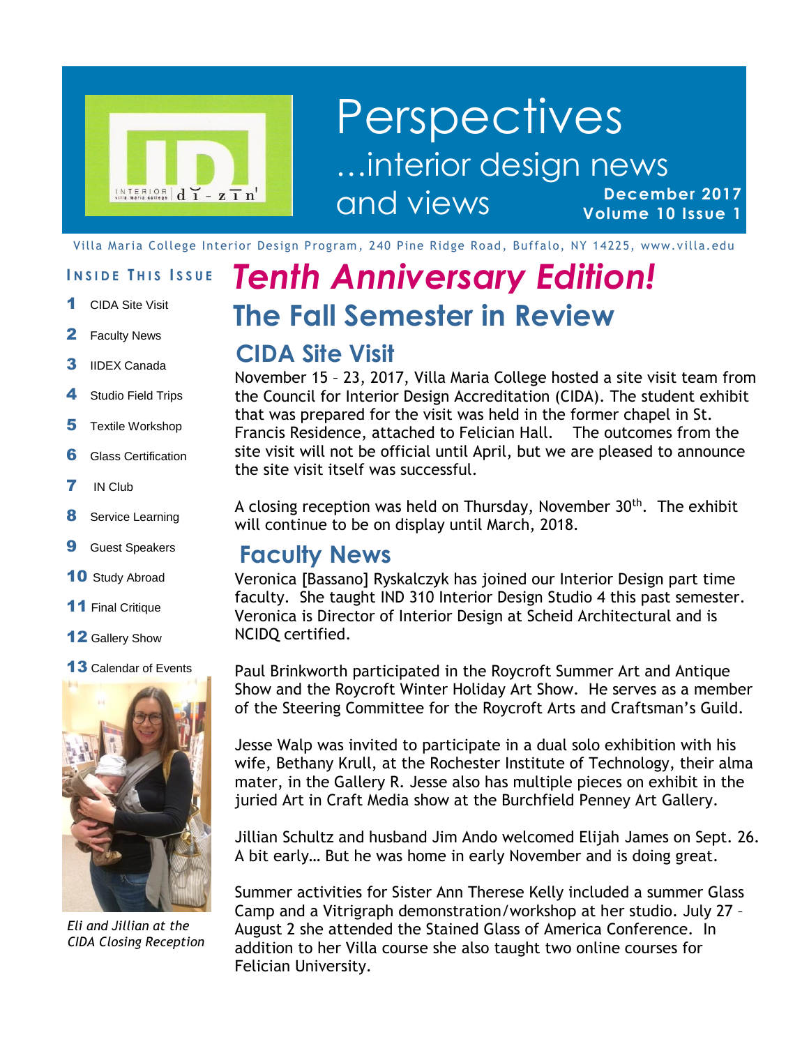# Perspectives

…interior design news and views

**December 2017**
**Volume 10 Issue 1**

Villa Maria College Interior Design Program, 240 Pine Ridge Road, Buffalo, NY 14225, www.villa.edu

**INSIDE THIS ISSUE**

1. CIDA Site Visit
2. Faculty News
3. IIDEX Canada
4. Studio Field Trips
5. Textile Workshop
6. Glass Certification
7. IN Club
8. Service Learning
9. Guest Speakers
10. Study Abroad
11. Final Critique
12. Gallery Show
13. Calendar of Events

*Eli and Jillian at the CIDA Closing Reception*

# *Tenth Anniversary Edition!*

## The Fall Semester in Review

### CIDA Site Visit

November 15 – 23, 2017, Villa Maria College hosted a site visit team from the Council for Interior Design Accreditation (CIDA). The student exhibit that was prepared for the visit was held in the former chapel in St. Francis Residence, attached to Felician Hall. The outcomes from the site visit will not be official until April, but we are pleased to announce the site visit itself was successful.

A closing reception was held on Thursday, November 30th. The exhibit will continue to be on display until March, 2018.

### Faculty News

Veronica [Bassano] Ryskalczyk has joined our Interior Design part time faculty. She taught IND 310 Interior Design Studio 4 this past semester. Veronica is Director of Interior Design at Scheid Architectural and is NCIDQ certified.

Paul Brinkworth participated in the Roycroft Summer Art and Antique Show and the Roycroft Winter Holiday Art Show. He serves as a member of the Steering Committee for the Roycroft Arts and Craftsman's Guild.

Jesse Walp was invited to participate in a dual solo exhibition with his wife, Bethany Krull, at the Rochester Institute of Technology, their alma mater, in the Gallery R. Jesse also has multiple pieces on exhibit in the juried Art in Craft Media show at the Burchfield Penney Art Gallery.

Jillian Schultz and husband Jim Ando welcomed Elijah James on Sept. 26. A bit early… But he was home in early November and is doing great.

Summer activities for Sister Ann Therese Kelly included a summer Glass Camp and a Vitrigraph demonstration/workshop at her studio. July 27 – August 2 she attended the Stained Glass of America Conference. In addition to her Villa course she also taught two online courses for Felician University.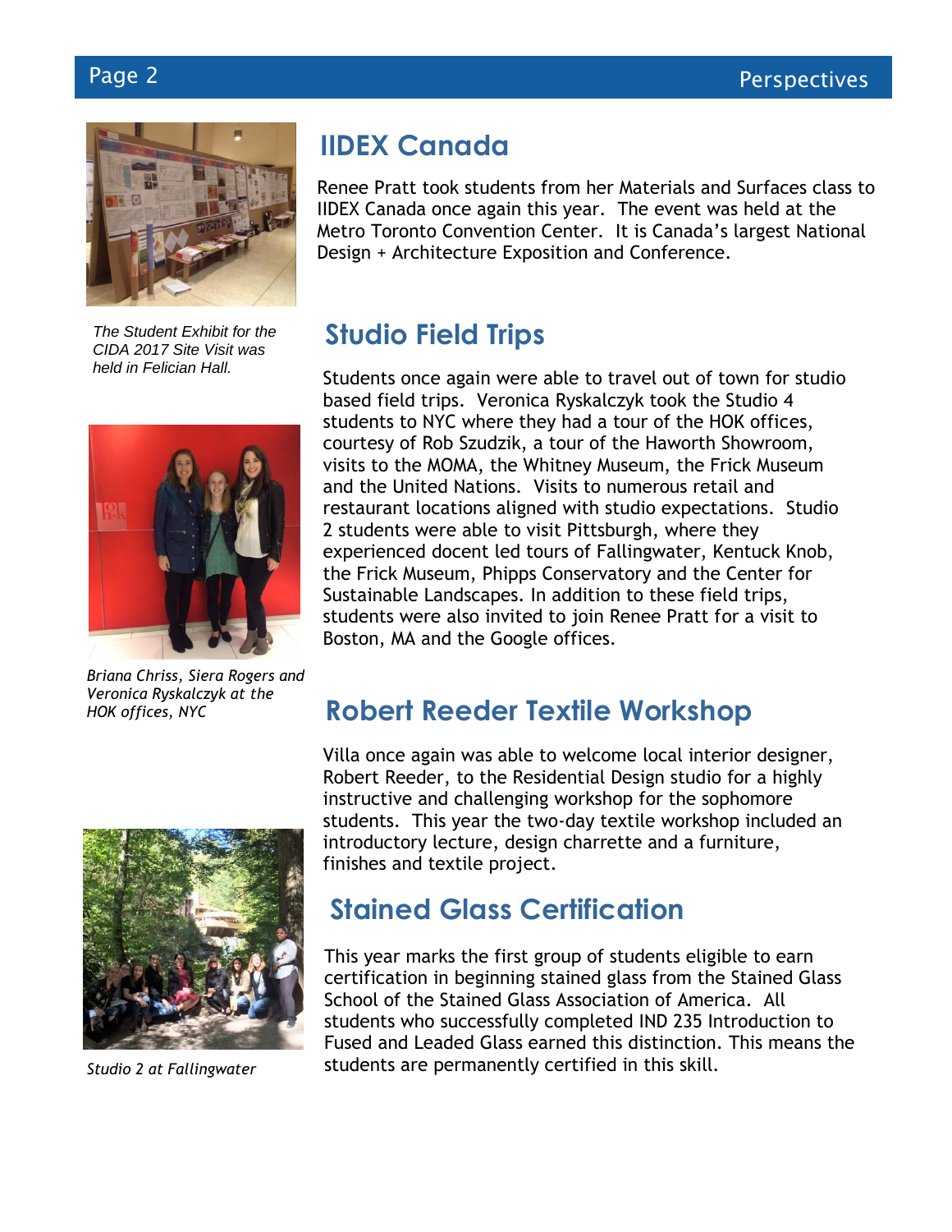*The Student Exhibit for the CIDA 2017 Site Visit was held in Felician Hall.*

## IIDEX Canada

Renee Pratt took students from her Materials and Surfaces class to IIDEX Canada once again this year. The event was held at the Metro Toronto Convention Center. It is Canada's largest National Design + Architecture Exposition and Conference.

## Studio Field Trips

Students once again were able to travel out of town for studio based field trips. Veronica Ryskalczyk took the Studio 4 students to NYC where they had a tour of the HOK offices, courtesy of Rob Szudzik, a tour of the Haworth Showroom, visits to the MOMA, the Whitney Museum, the Frick Museum and the United Nations. Visits to numerous retail and restaurant locations aligned with studio expectations. Studio 2 students were able to visit Pittsburgh, where they experienced docent led tours of Fallingwater, Kentuck Knob, the Frick Museum, Phipps Conservatory and the Center for Sustainable Landscapes. In addition to these field trips, students were also invited to join Renee Pratt for a visit to Boston, MA and the Google offices.

*Briana Chriss, Siera Rogers and Veronica Ryskalczyk at the HOK offices, NYC*

## Robert Reeder Textile Workshop

Villa once again was able to welcome local interior designer, Robert Reeder, to the Residential Design studio for a highly instructive and challenging workshop for the sophomore students. This year the two-day textile workshop included an introductory lecture, design charrette and a furniture, finishes and textile project.

## Stained Glass Certification

This year marks the first group of students eligible to earn certification in beginning stained glass from the Stained Glass School of the Stained Glass Association of America. All students who successfully completed IND 235 Introduction to Fused and Leaded Glass earned this distinction. This means the students are permanently certified in this skill.

*Studio 2 at Fallingwater*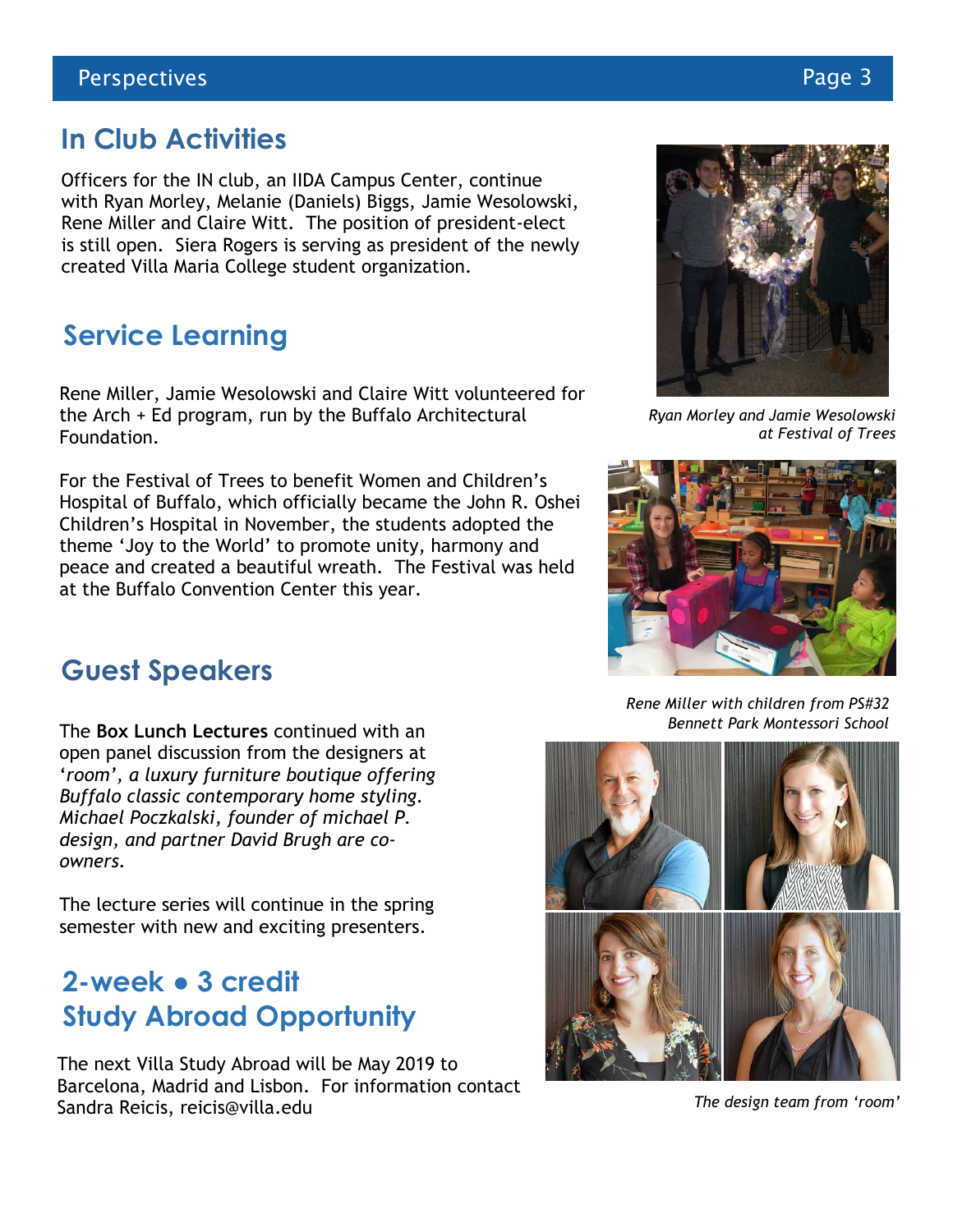## In Club Activities

Officers for the IN club, an IIDA Campus Center, continue with Ryan Morley, Melanie (Daniels) Biggs, Jamie Wesolowski, Rene Miller and Claire Witt. The position of president-elect is still open. Siera Rogers is serving as president of the newly created Villa Maria College student organization.

## Service Learning

Rene Miller, Jamie Wesolowski and Claire Witt volunteered for the Arch + Ed program, run by the Buffalo Architectural Foundation.

For the Festival of Trees to benefit Women and Children's Hospital of Buffalo, which officially became the John R. Oshei Children's Hospital in November, the students adopted the theme 'Joy to the World' to promote unity, harmony and peace and created a beautiful wreath. The Festival was held at the Buffalo Convention Center this year.

*Ryan Morley and Jamie Wesolowski at Festival of Trees*

*Rene Miller with children from PS#32 Bennett Park Montessori School*

## Guest Speakers

The **Box Lunch Lectures** continued with an open panel discussion from the designers at '*room', a luxury furniture boutique offering Buffalo classic contemporary home styling. Michael Poczkalski, founder of michael P. design, and partner David Brugh are co-owners.*

The lecture series will continue in the spring semester with new and exciting presenters.

*The design team from 'room'*

## 2-week • 3 credit Study Abroad Opportunity

The next Villa Study Abroad will be May 2019 to Barcelona, Madrid and Lisbon. For information contact Sandra Reicis, reicis@villa.edu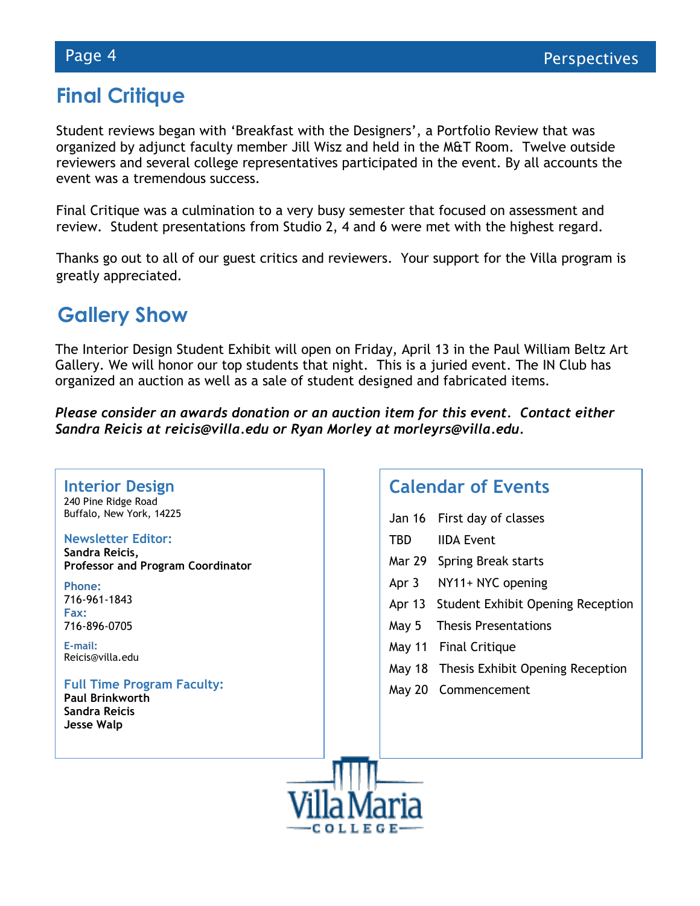## Final Critique

Student reviews began with 'Breakfast with the Designers', a Portfolio Review that was organized by adjunct faculty member Jill Wisz and held in the M&T Room. Twelve outside reviewers and several college representatives participated in the event. By all accounts the event was a tremendous success.

Final Critique was a culmination to a very busy semester that focused on assessment and review. Student presentations from Studio 2, 4 and 6 were met with the highest regard.

Thanks go out to all of our guest critics and reviewers. Your support for the Villa program is greatly appreciated.

## Gallery Show

The Interior Design Student Exhibit will open on Friday, April 13 in the Paul William Beltz Art Gallery. We will honor our top students that night. This is a juried event. The IN Club has organized an auction as well as a sale of student designed and fabricated items.

***Please consider an awards donation or an auction item for this event. Contact either Sandra Reicis at reicis@villa.edu or Ryan Morley at morleyrs@villa.edu.***

### Interior Design

240 Pine Ridge Road
Buffalo, New York, 14225

**Newsletter Editor:**
**Sandra Reicis,**
**Professor and Program Coordinator**

**Phone:**
716-961-1843

**Fax:**
716-896-0705

**E-mail:**
Reicis@villa.edu

**Full Time Program Faculty:**
**Paul Brinkworth**
**Sandra Reicis**
**Jesse Walp**

### Calendar of Events

| | |
|---|---|
| Jan 16 | First day of classes |
| TBD | IIDA Event |
| Mar 29 | Spring Break starts |
| Apr 3 | NY11+ NYC opening |
| Apr 13 | Student Exhibit Opening Reception |
| May 5 | Thesis Presentations |
| May 11 | Final Critique |
| May 18 | Thesis Exhibit Opening Reception |
| May 20 | Commencement |

Villa Maria COLLEGE